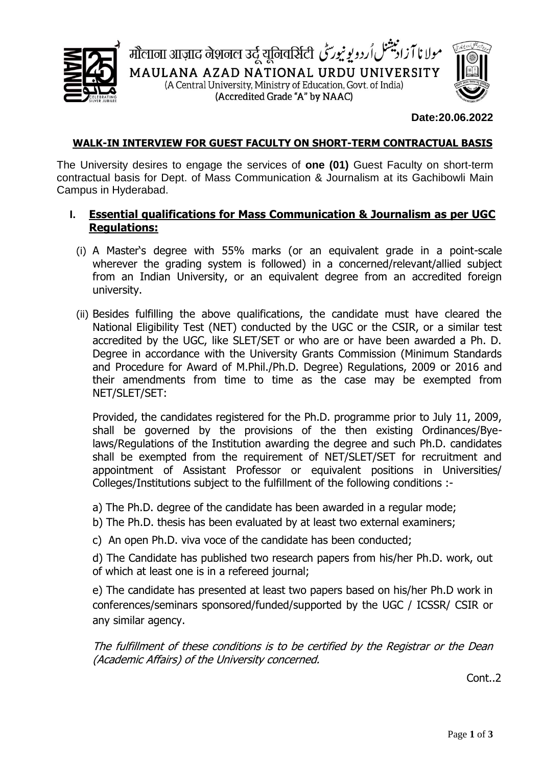मौलाना आज़ाद नेशनल उर्दू यूनिवर्सिटी مولانا آزاد نیشنل اُردو یونیورسٹی

MAULANA AZAD NATIONAL URDU UNIVERSITY

(A Central University, Ministry of Education, Govt. of India)

(Accredited Grade "A" by NAAC)

**Date:20.06.2022**

**WALK-IN INTERVIEW FOR GUEST FACULTY ON SHORT-TERM CONTRACTUAL BASIS**

The University desires to engage the services of **one (01)** Guest Faculty on short-term contractual basis for Dept. of Mass Communication & Journalism at its Gachibowli Main Campus in Hyderabad.

## I. Essential qualifications for Mass Communication & Journalism as per UGC Regulations:

(i) A Master's degree with 55% marks (or an equivalent grade in a point-scale wherever the grading system is followed) in a concerned/relevant/allied subject from an Indian University, or an equivalent degree from an accredited foreign university.

(ii) Besides fulfilling the above qualifications, the candidate must have cleared the National Eligibility Test (NET) conducted by the UGC or the CSIR, or a similar test accredited by the UGC, like SLET/SET or who are or have been awarded a Ph. D. Degree in accordance with the University Grants Commission (Minimum Standards and Procedure for Award of M.Phil./Ph.D. Degree) Regulations, 2009 or 2016 and their amendments from time to time as the case may be exempted from NET/SLET/SET:

Provided, the candidates registered for the Ph.D. programme prior to July 11, 2009, shall be governed by the provisions of the then existing Ordinances/Bye-laws/Regulations of the Institution awarding the degree and such Ph.D. candidates shall be exempted from the requirement of NET/SLET/SET for recruitment and appointment of Assistant Professor or equivalent positions in Universities/ Colleges/Institutions subject to the fulfillment of the following conditions :-

a) The Ph.D. degree of the candidate has been awarded in a regular mode;

b) The Ph.D. thesis has been evaluated by at least two external examiners;

c) An open Ph.D. viva voce of the candidate has been conducted;

d) The Candidate has published two research papers from his/her Ph.D. work, out of which at least one is in a refereed journal;

e) The candidate has presented at least two papers based on his/her Ph.D work in conferences/seminars sponsored/funded/supported by the UGC / ICSSR/ CSIR or any similar agency.

*The fulfillment of these conditions is to be certified by the Registrar or the Dean (Academic Affairs) of the University concerned.*

Cont..2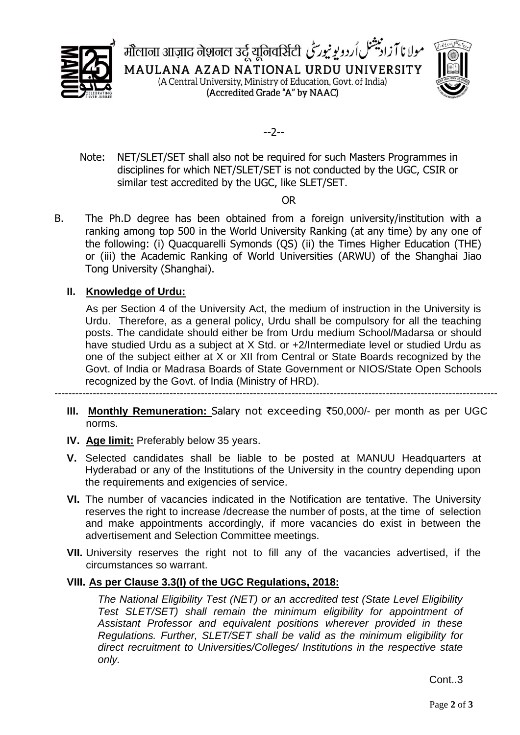Note: NET/SLET/SET shall also not be required for such Masters Programmes in disciplines for which NET/SLET/SET is not conducted by the UGC, CSIR or similar test accredited by the UGC, like SLET/SET.

OR

B. The Ph.D degree has been obtained from a foreign university/institution with a ranking among top 500 in the World University Ranking (at any time) by any one of the following: (i) Quacquarelli Symonds (QS) (ii) the Times Higher Education (THE) or (iii) the Academic Ranking of World Universities (ARWU) of the Shanghai Jiao Tong University (Shanghai).

**II. Knowledge of Urdu:**

As per Section 4 of the University Act, the medium of instruction in the University is Urdu. Therefore, as a general policy, Urdu shall be compulsory for all the teaching posts. The candidate should either be from Urdu medium School/Madarsa or should have studied Urdu as a subject at X Std. or +2/Intermediate level or studied Urdu as one of the subject either at X or XII from Central or State Boards recognized by the Govt. of India or Madrasa Boards of State Government or NIOS/State Open Schools recognized by the Govt. of India (Ministry of HRD).

---

**III. Monthly Remuneration:** Salary not exceeding ₹50,000/- per month as per UGC norms.

**IV. Age limit:** Preferably below 35 years.

**V.** Selected candidates shall be liable to be posted at MANUU Headquarters at Hyderabad or any of the Institutions of the University in the country depending upon the requirements and exigencies of service.

**VI.** The number of vacancies indicated in the Notification are tentative. The University reserves the right to increase /decrease the number of posts, at the time of selection and make appointments accordingly, if more vacancies do exist in between the advertisement and Selection Committee meetings.

**VII.** University reserves the right not to fill any of the vacancies advertised, if the circumstances so warrant.

**VIII. As per Clause 3.3(I) of the UGC Regulations, 2018:**

*The National Eligibility Test (NET) or an accredited test (State Level Eligibility Test SLET/SET) shall remain the minimum eligibility for appointment of Assistant Professor and equivalent positions wherever provided in these Regulations. Further, SLET/SET shall be valid as the minimum eligibility for direct recruitment to Universities/Colleges/ Institutions in the respective state only.*

Cont..3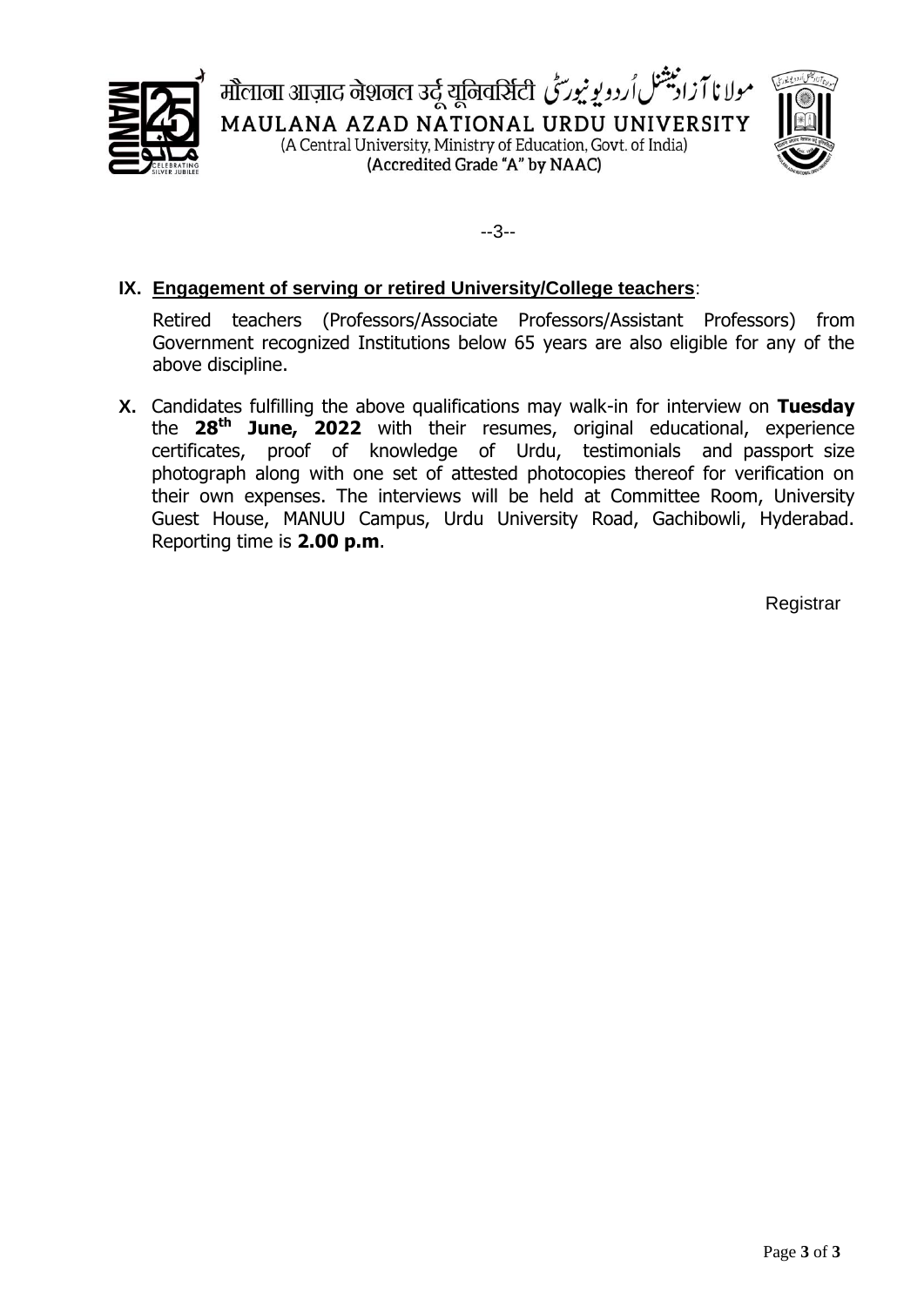**IX. Engagement of serving or retired University/College teachers**:

Retired teachers (Professors/Associate Professors/Assistant Professors) from Government recognized Institutions below 65 years are also eligible for any of the above discipline.

**X.** Candidates fulfilling the above qualifications may walk-in for interview on **Tuesday** the **28th June, 2022** with their resumes, original educational, experience certificates, proof of knowledge of Urdu, testimonials and passport size photograph along with one set of attested photocopies thereof for verification on their own expenses. The interviews will be held at Committee Room, University Guest House, MANUU Campus, Urdu University Road, Gachibowli, Hyderabad. Reporting time is **2.00 p.m**.

Registrar